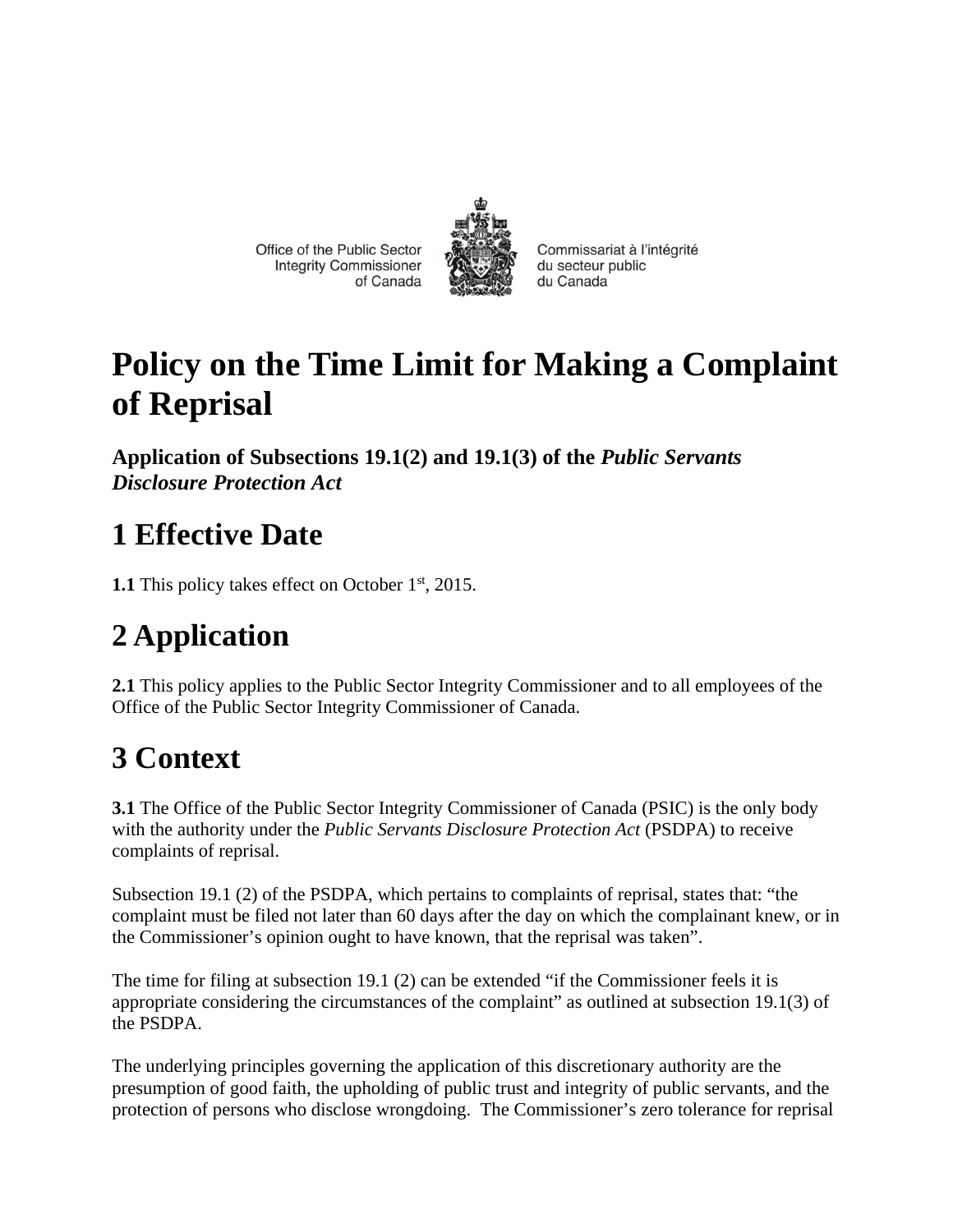Office of the Public Sector Integrity Commissioner of Canada

Commissariat à l'intégrité du secteur public du Canada

# Policy on the Time Limit for Making a Complaint of Reprisal

**Application of Subsections 19.1(2) and 19.1(3) of the *Public Servants Disclosure Protection Act***

## 1 Effective Date

**1.1** This policy takes effect on October 1st, 2015.

## 2 Application

**2.1** This policy applies to the Public Sector Integrity Commissioner and to all employees of the Office of the Public Sector Integrity Commissioner of Canada.

## 3 Context

**3.1** The Office of the Public Sector Integrity Commissioner of Canada (PSIC) is the only body with the authority under the *Public Servants Disclosure Protection Act* (PSDPA) to receive complaints of reprisal.

Subsection 19.1 (2) of the PSDPA, which pertains to complaints of reprisal, states that: "the complaint must be filed not later than 60 days after the day on which the complainant knew, or in the Commissioner's opinion ought to have known, that the reprisal was taken".

The time for filing at subsection 19.1 (2) can be extended "if the Commissioner feels it is appropriate considering the circumstances of the complaint" as outlined at subsection 19.1(3) of the PSDPA.

The underlying principles governing the application of this discretionary authority are the presumption of good faith, the upholding of public trust and integrity of public servants, and the protection of persons who disclose wrongdoing. The Commissioner's zero tolerance for reprisal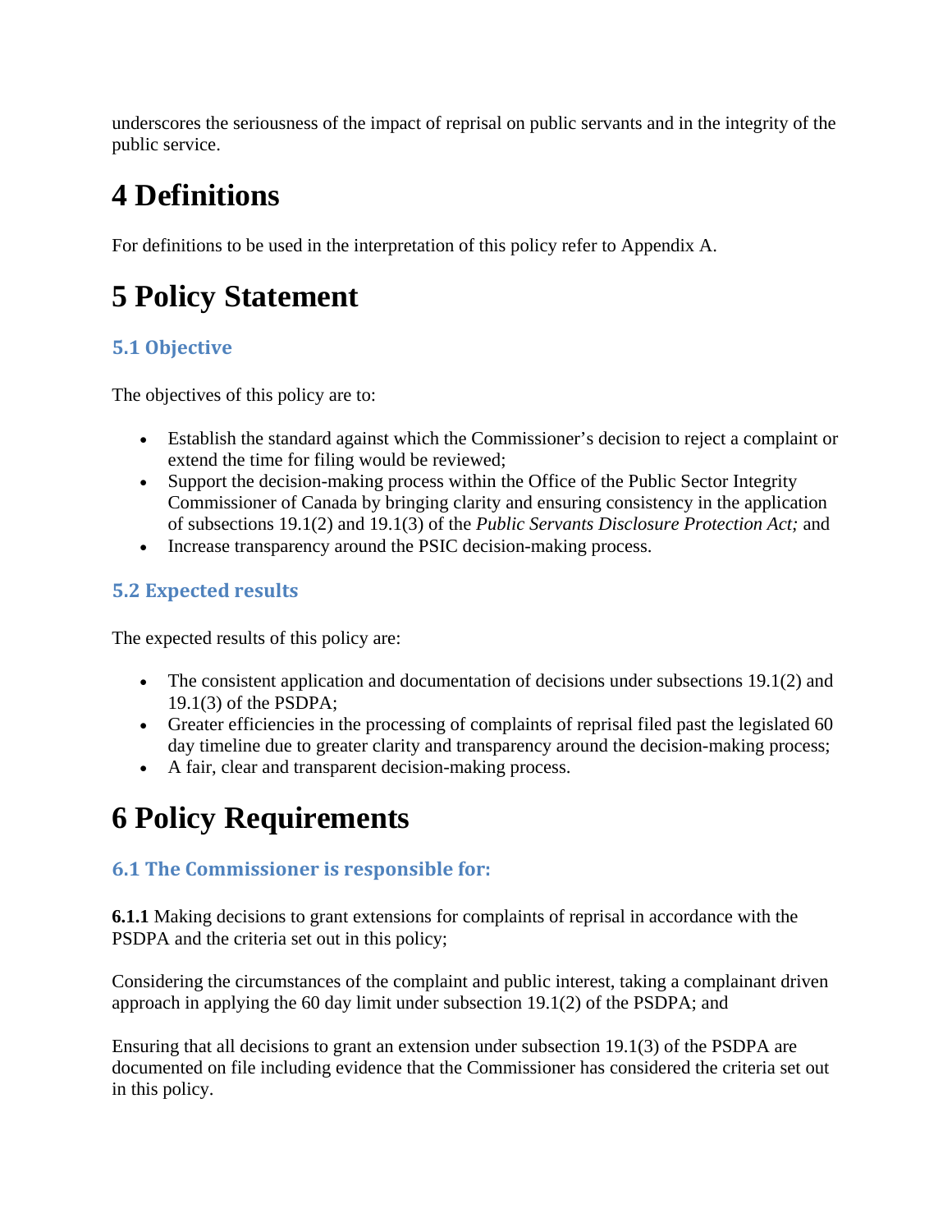underscores the seriousness of the impact of reprisal on public servants and in the integrity of the public service.

# 4 Definitions

For definitions to be used in the interpretation of this policy refer to Appendix A.

# 5 Policy Statement

## 5.1 Objective

The objectives of this policy are to:

- Establish the standard against which the Commissioner's decision to reject a complaint or extend the time for filing would be reviewed;
- Support the decision-making process within the Office of the Public Sector Integrity Commissioner of Canada by bringing clarity and ensuring consistency in the application of subsections 19.1(2) and 19.1(3) of the *Public Servants Disclosure Protection Act;* and
- Increase transparency around the PSIC decision-making process.

## 5.2 Expected results

The expected results of this policy are:

- The consistent application and documentation of decisions under subsections 19.1(2) and 19.1(3) of the PSDPA;
- Greater efficiencies in the processing of complaints of reprisal filed past the legislated 60 day timeline due to greater clarity and transparency around the decision-making process;
- A fair, clear and transparent decision-making process.

# 6 Policy Requirements

## 6.1 The Commissioner is responsible for:

**6.1.1** Making decisions to grant extensions for complaints of reprisal in accordance with the PSDPA and the criteria set out in this policy;

Considering the circumstances of the complaint and public interest, taking a complainant driven approach in applying the 60 day limit under subsection 19.1(2) of the PSDPA; and

Ensuring that all decisions to grant an extension under subsection 19.1(3) of the PSDPA are documented on file including evidence that the Commissioner has considered the criteria set out in this policy.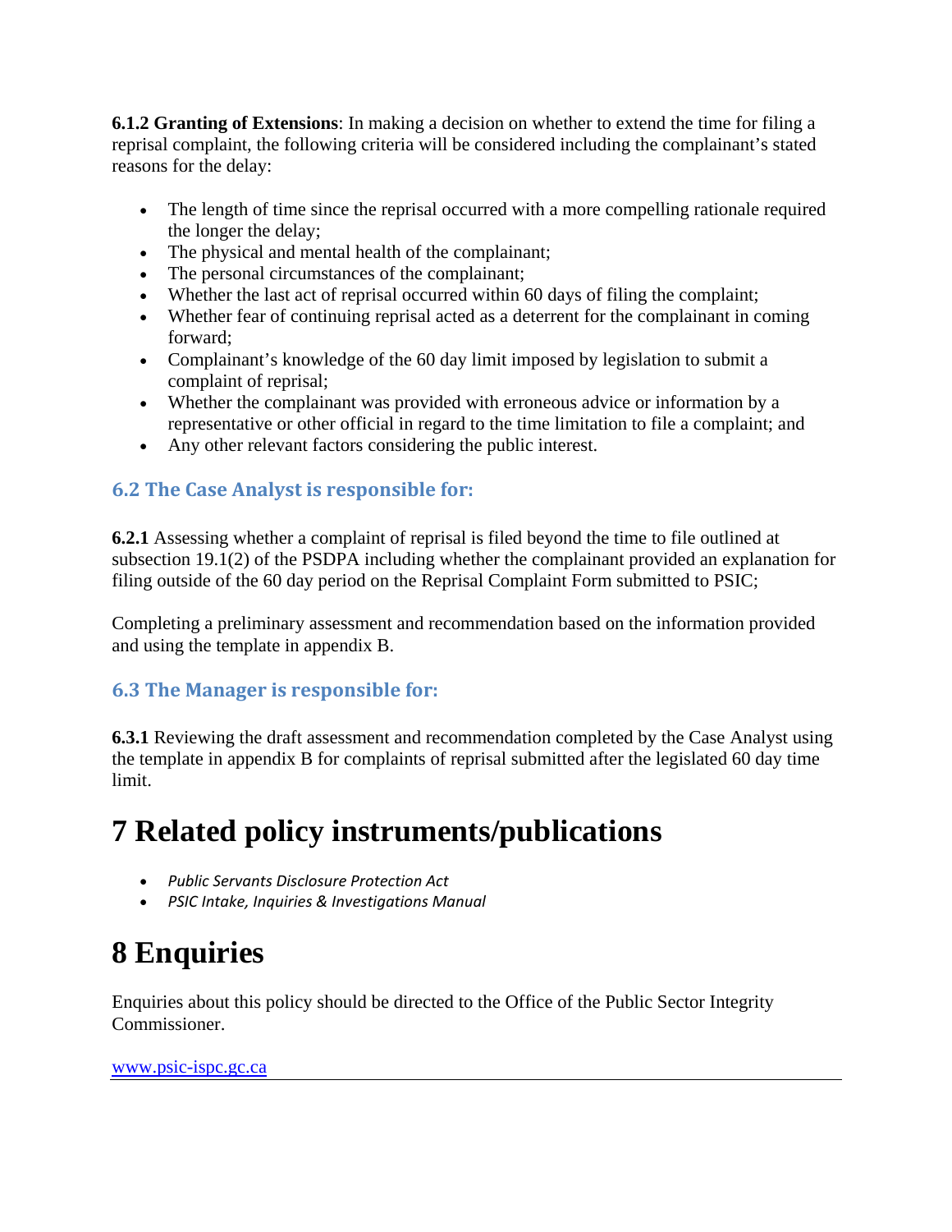**6.1.2 Granting of Extensions**: In making a decision on whether to extend the time for filing a reprisal complaint, the following criteria will be considered including the complainant's stated reasons for the delay:

- The length of time since the reprisal occurred with a more compelling rationale required the longer the delay;
- The physical and mental health of the complainant;
- The personal circumstances of the complainant;
- Whether the last act of reprisal occurred within 60 days of filing the complaint;
- Whether fear of continuing reprisal acted as a deterrent for the complainant in coming forward;
- Complainant's knowledge of the 60 day limit imposed by legislation to submit a complaint of reprisal;
- Whether the complainant was provided with erroneous advice or information by a representative or other official in regard to the time limitation to file a complaint; and
- Any other relevant factors considering the public interest.

### 6.2 The Case Analyst is responsible for:

**6.2.1** Assessing whether a complaint of reprisal is filed beyond the time to file outlined at subsection 19.1(2) of the PSDPA including whether the complainant provided an explanation for filing outside of the 60 day period on the Reprisal Complaint Form submitted to PSIC;

Completing a preliminary assessment and recommendation based on the information provided and using the template in appendix B.

### 6.3 The Manager is responsible for:

**6.3.1** Reviewing the draft assessment and recommendation completed by the Case Analyst using the template in appendix B for complaints of reprisal submitted after the legislated 60 day time limit.

# 7 Related policy instruments/publications

- *Public Servants Disclosure Protection Act*
- *PSIC Intake, Inquiries & Investigations Manual*

# 8 Enquiries

Enquiries about this policy should be directed to the Office of the Public Sector Integrity Commissioner.

www.psic-ispc.gc.ca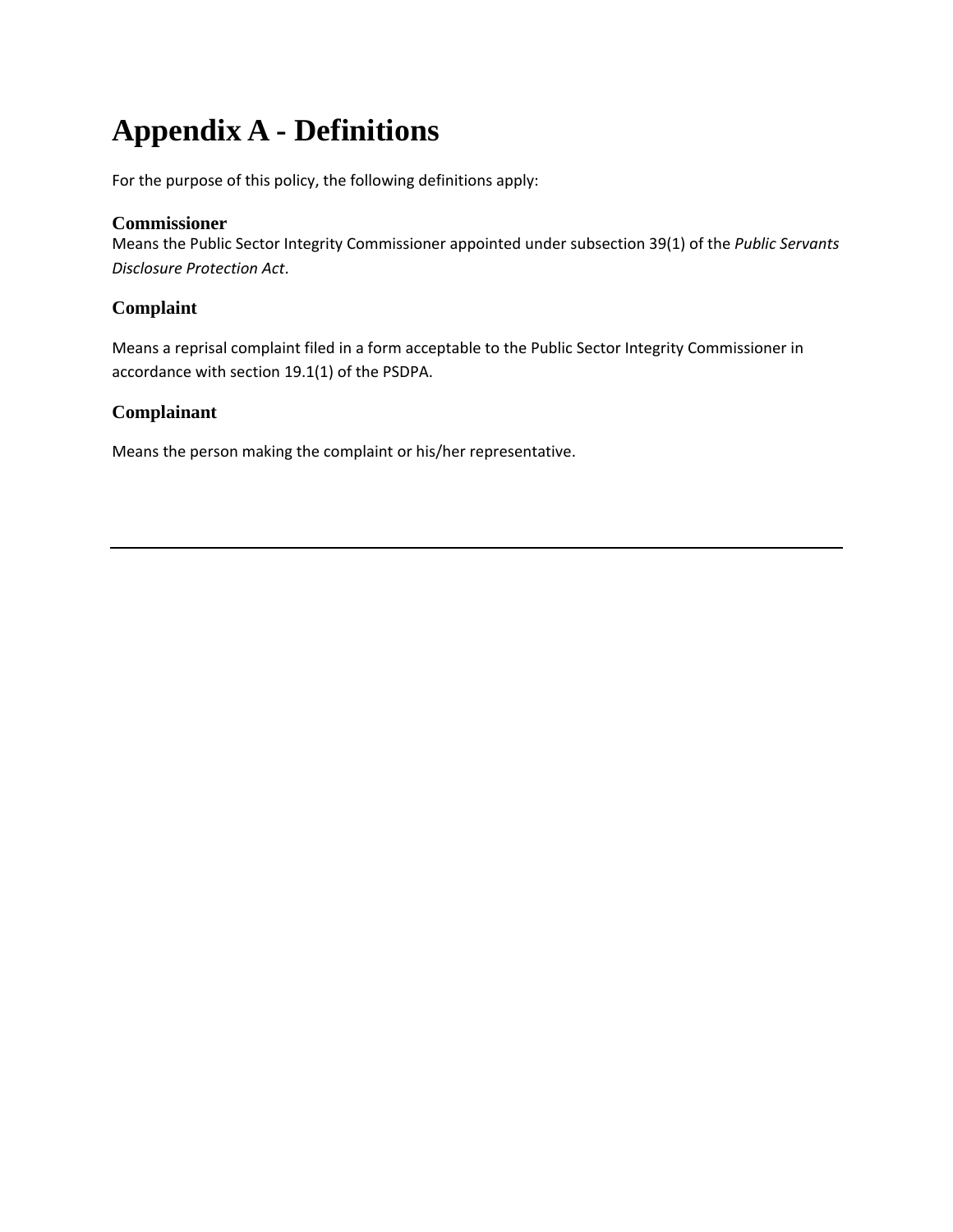# Appendix A - Definitions

For the purpose of this policy, the following definitions apply:

### Commissioner

Means the Public Sector Integrity Commissioner appointed under subsection 39(1) of the *Public Servants Disclosure Protection Act*.

### Complaint

Means a reprisal complaint filed in a form acceptable to the Public Sector Integrity Commissioner in accordance with section 19.1(1) of the PSDPA.

### Complainant

Means the person making the complaint or his/her representative.

---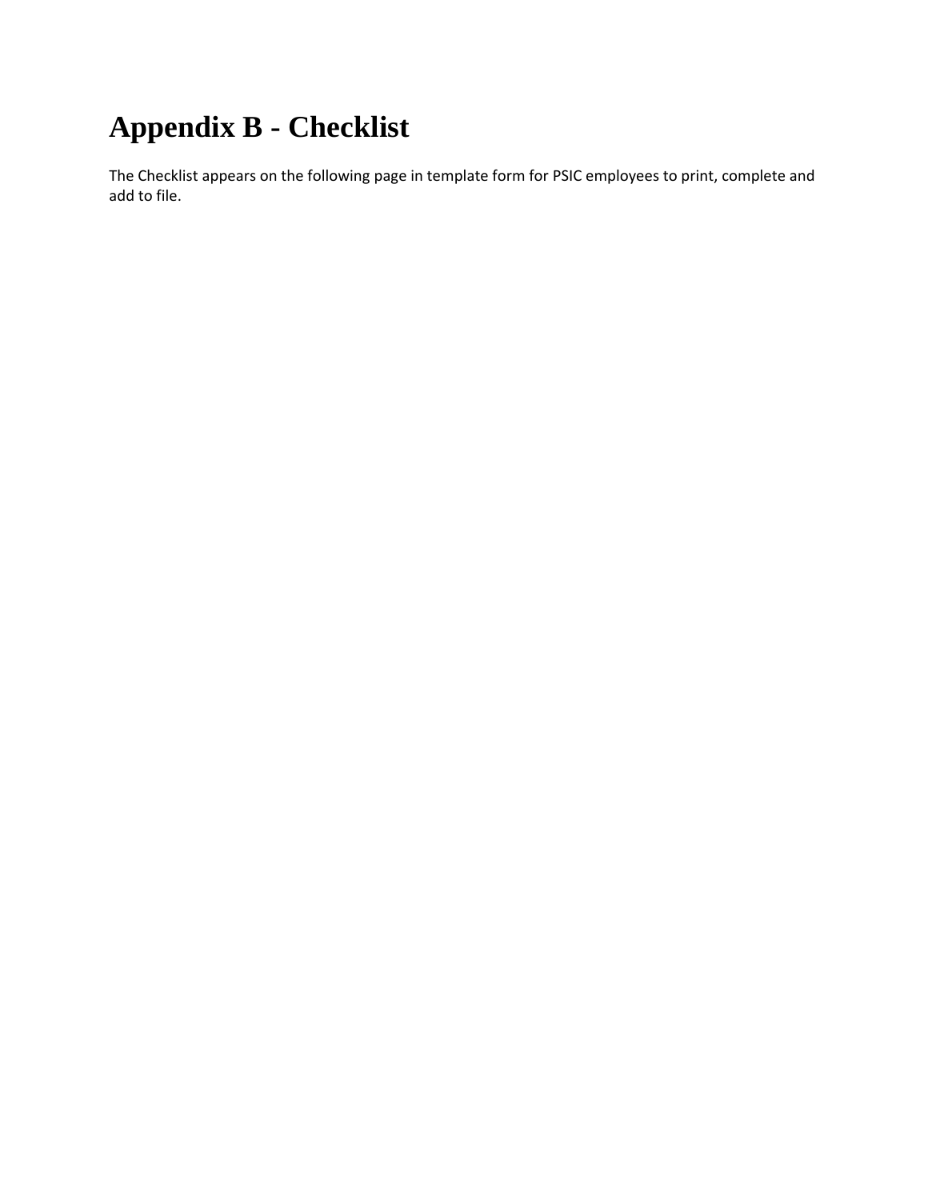# Appendix B - Checklist

The Checklist appears on the following page in template form for PSIC employees to print, complete and add to file.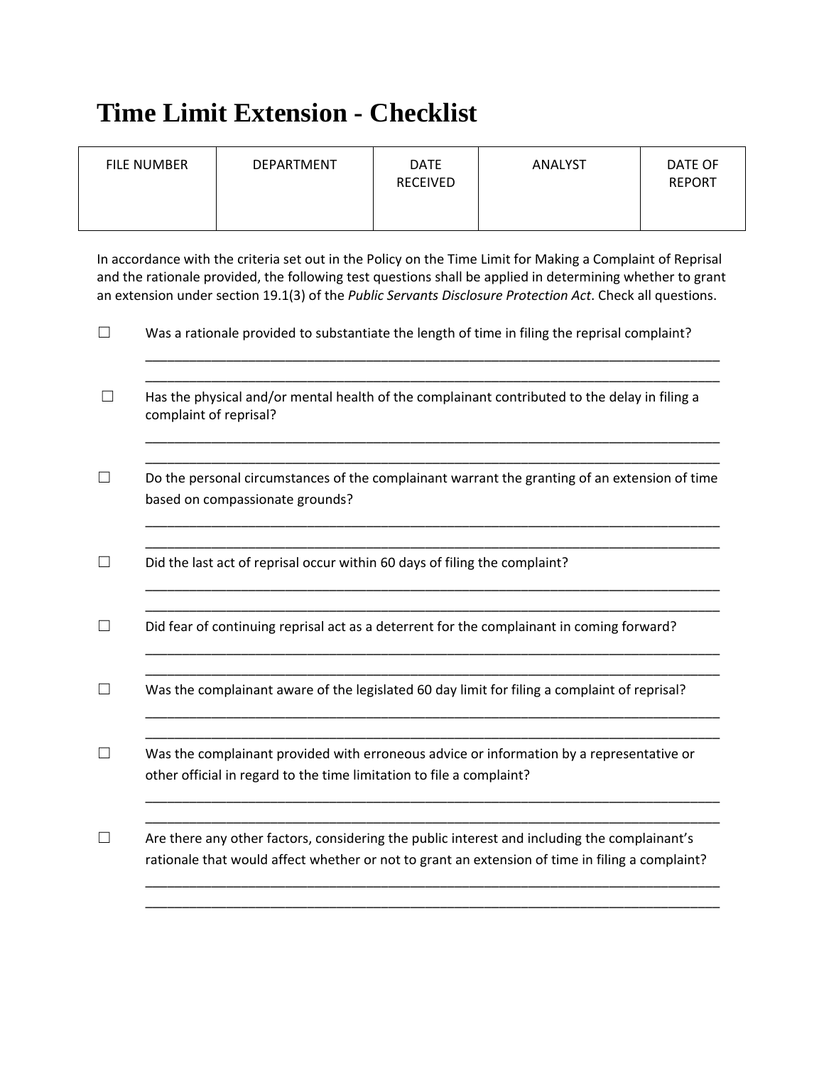# Time Limit Extension - Checklist

| FILE NUMBER | DEPARTMENT | DATE RECEIVED | ANALYST | DATE OF REPORT |
|---|---|---|---|---|
| | | | | |

In accordance with the criteria set out in the Policy on the Time Limit for Making a Complaint of Reprisal and the rationale provided, the following test questions shall be applied in determining whether to grant an extension under section 19.1(3) of the *Public Servants Disclosure Protection Act*. Check all questions.

☐ Was a rationale provided to substantiate the length of time in filing the reprisal complaint?

________________________________________________________________________________
________________________________________________________________________________

☐ Has the physical and/or mental health of the complainant contributed to the delay in filing a complaint of reprisal?

________________________________________________________________________________
________________________________________________________________________________

☐ Do the personal circumstances of the complainant warrant the granting of an extension of time based on compassionate grounds?

________________________________________________________________________________
________________________________________________________________________________

☐ Did the last act of reprisal occur within 60 days of filing the complaint?

________________________________________________________________________________
________________________________________________________________________________

☐ Did fear of continuing reprisal act as a deterrent for the complainant in coming forward?

________________________________________________________________________________
________________________________________________________________________________

☐ Was the complainant aware of the legislated 60 day limit for filing a complaint of reprisal?

________________________________________________________________________________
________________________________________________________________________________

☐ Was the complainant provided with erroneous advice or information by a representative or other official in regard to the time limitation to file a complaint?

________________________________________________________________________________
________________________________________________________________________________

☐ Are there any other factors, considering the public interest and including the complainant's rationale that would affect whether or not to grant an extension of time in filing a complaint?

________________________________________________________________________________
________________________________________________________________________________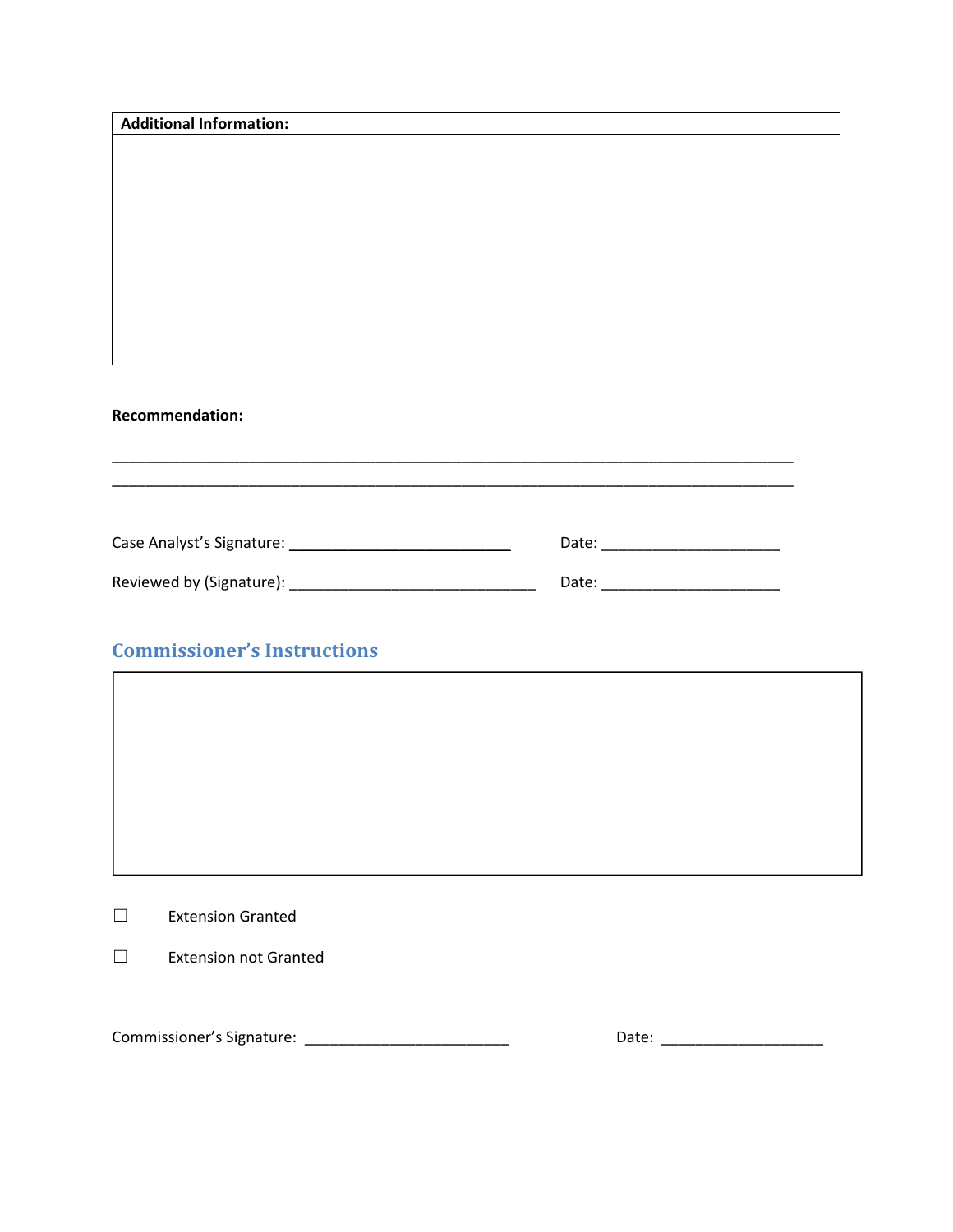| **Additional Information:** |
| --- |
| |

**Recommendation:**

______________________________________________________________________________________
______________________________________________________________________________________

Case Analyst's Signature: ___________________________ Date: ______________________

Reviewed by (Signature): ______________________________ Date: ______________________

## Commissioner's Instructions

| |
| --- |
| |

☐ Extension Granted

☐ Extension not Granted

Commissioner's Signature: _________________________ Date: ____________________